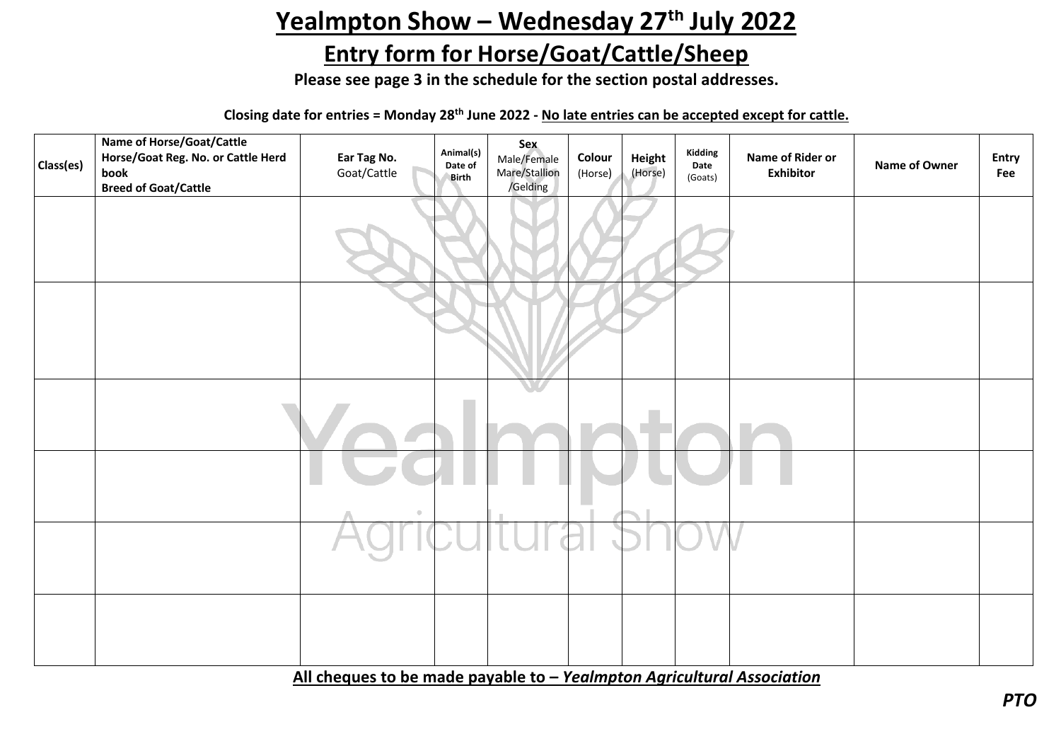# Yealmpton Show – Wednesday 27th July 2022

## Entry form for Horse/Goat/Cattle/Sheep

**Please see page 3 in the schedule for the section postal addresses.**

**Closing date for entries = Monday 28th June 2022 - No late entries can be accepted except for cattle.**

| Class(es) | Name of Horse/Goat/Cattle Horse/Goat Reg. No. or Cattle Herd book Breed of Goat/Cattle | Ear Tag No. Goat/Cattle | Animal(s) Date of Birth | Sex Male/Female Mare/Stallion /Gelding | Colour (Horse) | Height (Horse) | Kidding Date (Goats) | Name of Rider or Exhibitor | Name of Owner | Entry Fee |
|---|---|---|---|---|---|---|---|---|---|---|
| | | | | | | | | | | |
| | | | | | | | | | | |
| | | | | | | | | | | |
| | | | | | | | | | | |
| | | | | | | | | | | |
| | | | | | | | | | | |

**All cheques to be made payable to – *Yealmpton Agricultural Association***

***PTO***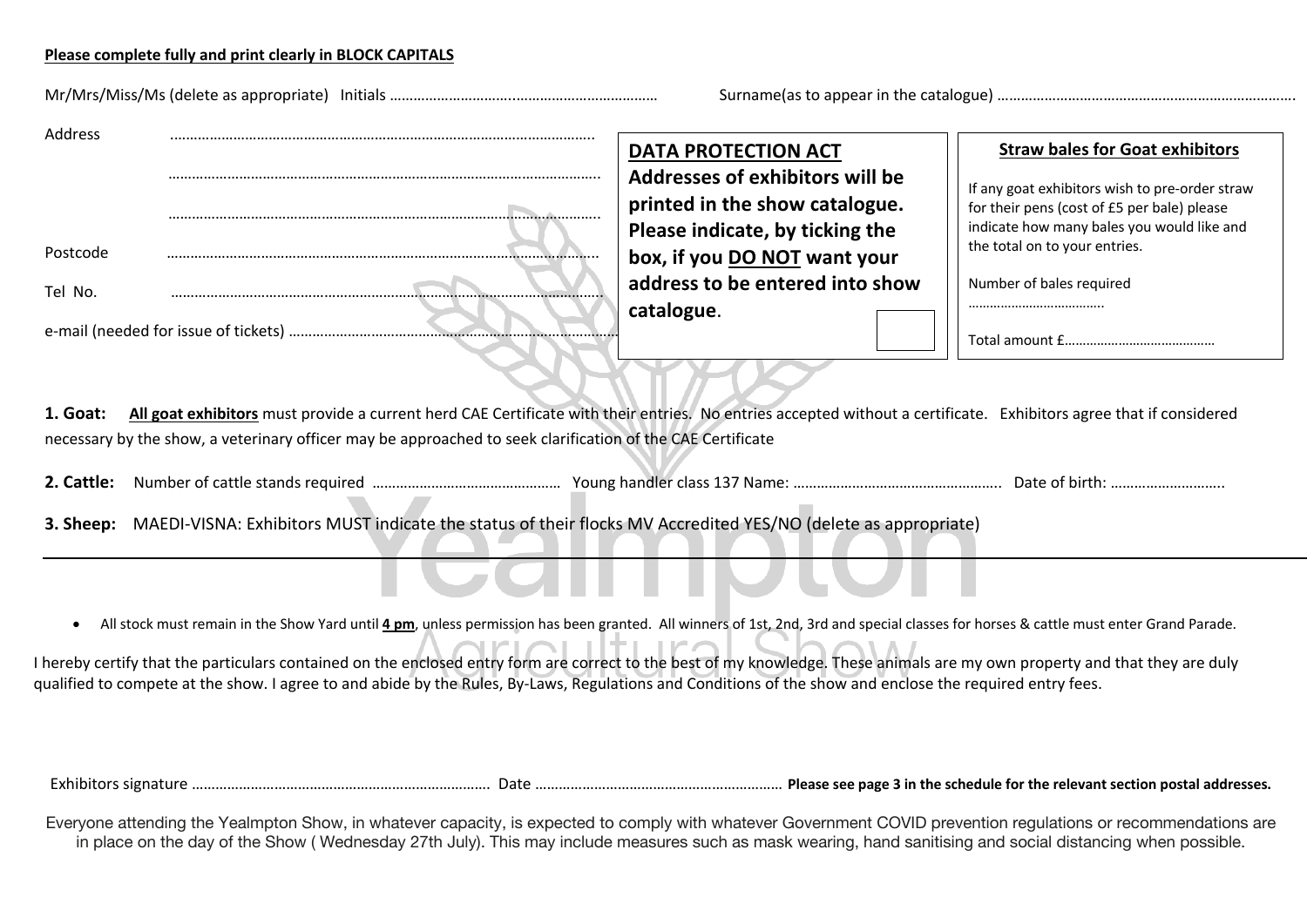**Please complete fully and print clearly in BLOCK CAPITALS**

Mr/Mrs/Miss/Ms (delete as appropriate) Initials ………………………………………………………… Surname(as to appear in the catalogue) ………………………………………………………………….

Address ………………………………………………………………………………………………

………………………………………………………………………………………………

………………………………………………………………………………………………

Postcode ………………………………………………………………………………………………

Tel No. ………………………………………………………………………………………………

e-mail (needed for issue of tickets) ……………………………………………………………………………

**DATA PROTECTION ACT**
**Addresses of exhibitors will be printed in the show catalogue. Please indicate, by ticking the box, if you DO NOT want your address to be entered into show catalogue.** ☐

**Straw bales for Goat exhibitors**

If any goat exhibitors wish to pre-order straw for their pens (cost of £5 per bale) please indicate how many bales you would like and the total on to your entries.

Number of bales required ………………………………

Total amount £…………………………………

**1. Goat:** **All goat exhibitors** must provide a current herd CAE Certificate with their entries. No entries accepted without a certificate. Exhibitors agree that if considered necessary by the show, a veterinary officer may be approached to seek clarification of the CAE Certificate

**2. Cattle:** Number of cattle stands required ……………………………………… Young handler class 137 Name: …………………………………………… Date of birth: ………………………..

**3. Sheep:** MAEDI-VISNA: Exhibitors MUST indicate the status of their flocks MV Accredited YES/NO (delete as appropriate)

---

- All stock must remain in the Show Yard until **4 pm**, unless permission has been granted. All winners of 1st, 2nd, 3rd and special classes for horses & cattle must enter Grand Parade.

I hereby certify that the particulars contained on the enclosed entry form are correct to the best of my knowledge. These animals are my own property and that they are duly qualified to compete at the show. I agree to and abide by the Rules, By-Laws, Regulations and Conditions of the show and enclose the required entry fees.

Exhibitors signature …………………………………………………………………… Date ……………………………………………………… **Please see page 3 in the schedule for the relevant section postal addresses.**

Everyone attending the Yealmpton Show, in whatever capacity, is expected to comply with whatever Government COVID prevention regulations or recommendations are in place on the day of the Show ( Wednesday 27th July). This may include measures such as mask wearing, hand sanitising and social distancing when possible.